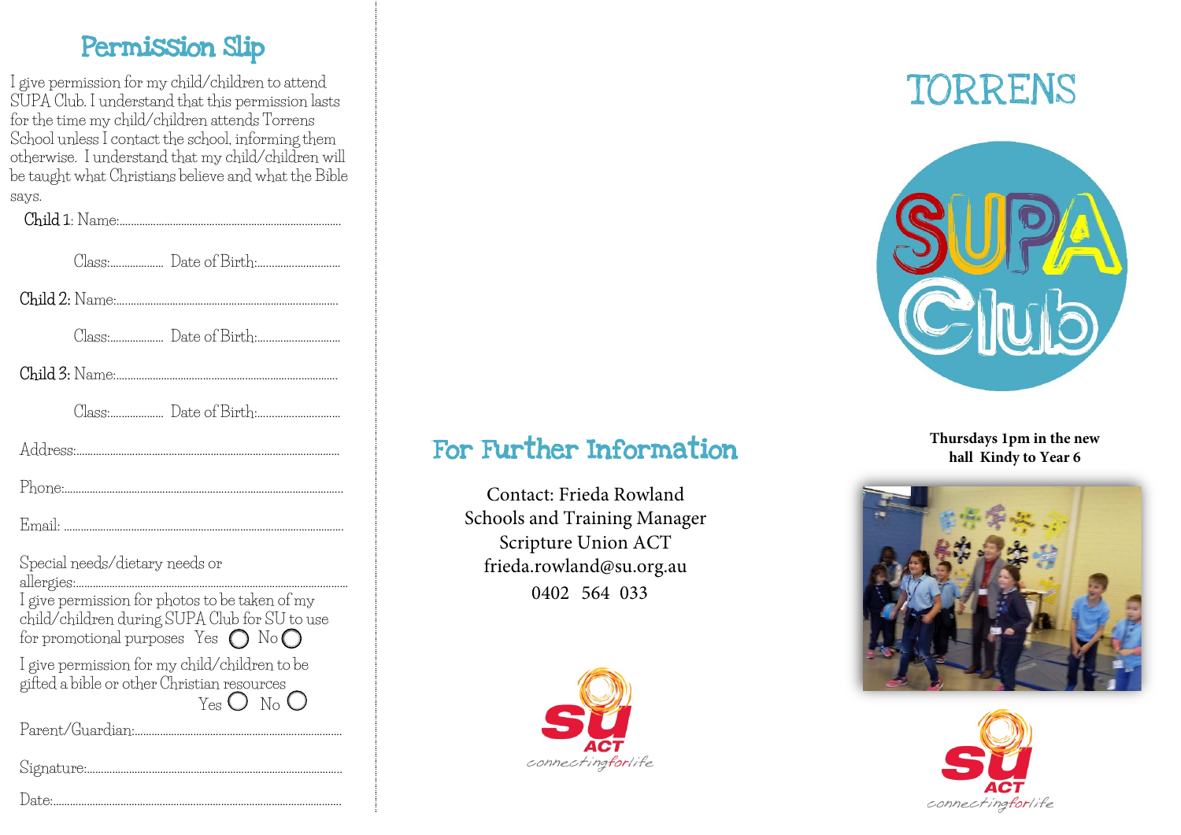# Permission Slip

I give permission for my child/children to attend SUPA Club. I understand that this permission lasts for the time my child/children attends Torrens School unless I contact the school, informing them otherwise. I understand that my child/children will be taught what Christians believe and what the Bible says.

Child 1: Name:..................................................................................

Class:.................... Date of Birth:..............................

Child 2: Name:..................................................................................

Class:.................... Date of Birth:..............................

Child 3: Name:..................................................................................

Class:.................... Date of Birth:..............................

Address:..........................................................................................

Phone:...............................................................................................

Email: ..............................................................................................

Special needs/dietary needs or allergies:..........................................................................................

I give permission for photos to be taken of my child/children during SUPA Club for SU to use for promotional purposes Yes ◯ No ◯

I give permission for my child/children to be gifted a bible or other Christian resources Yes ◯ No ◯

Parent/Guardian:..............................................................................

Signature:........................................................................................

Date:..................................................................................................

# For Further Information

Contact: Frieda Rowland
Schools and Training Manager
Scripture Union ACT
frieda.rowland@su.org.au
0402 564 033

su ACT
connectingforlife

# TORRENS

SUPA Club

**Thursdays 1pm in the new hall Kindy to Year 6**

su ACT
connectingforlife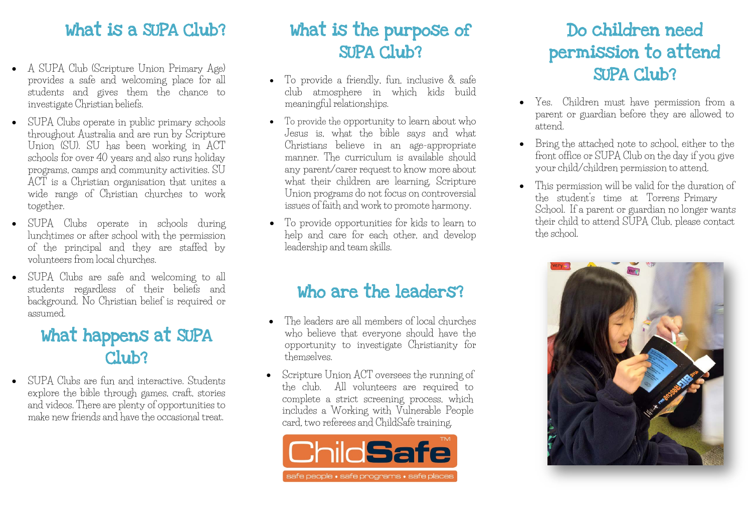## What is a SUPA Club?

- A SUPA Club (Scripture Union Primary Age) provides a safe and welcoming place for all students and gives them the chance to investigate Christian beliefs.
- SUPA Clubs operate in public primary schools throughout Australia and are run by Scripture Union (SU). SU has been working in ACT schools for over 40 years and also runs holiday programs, camps and community activities. SU ACT is a Christian organisation that unites a wide range of Christian churches to work together.
- SUPA Clubs operate in schools during lunchtimes or after school with the permission of the principal and they are staffed by volunteers from local churches.
- SUPA Clubs are safe and welcoming to all students regardless of their beliefs and background. No Christian belief is required or assumed.

## What happens at SUPA Club?

- SUPA Clubs are fun and interactive. Students explore the bible through games, craft, stories and videos. There are plenty of opportunities to make new friends and have the occasional treat.

## What is the purpose of SUPA Club?

- To provide a friendly, fun, inclusive & safe club atmosphere in which kids build meaningful relationships.
- To provide the opportunity to learn about who Jesus is, what the bible says and what Christians believe in an age-appropriate manner. The curriculum is available should any parent/carer request to know more about what their children are learning. Scripture Union programs do not focus on controversial issues of faith and work to promote harmony.
- To provide opportunities for kids to learn to help and care for each other, and develop leadership and team skills.

## Who are the leaders?

- The leaders are all members of local churches who believe that everyone should have the opportunity to investigate Christianity for themselves.
- Scripture Union ACT oversees the running of the club. All volunteers are required to complete a strict screening process, which includes a Working with Vulnerable People card, two referees and ChildSafe training.

ChildSafe™
safe people • safe programs • safe places

## Do children need permission to attend SUPA Club?

- Yes. Children must have permission from a parent or guardian before they are allowed to attend.
- Bring the attached note to school, either to the front office or SUPA Club on the day if you give your child/children permission to attend.
- This permission will be valid for the duration of the student's time at Torrens Primary School. If a parent or guardian no longer wants their child to attend SUPA Club, please contact the school.